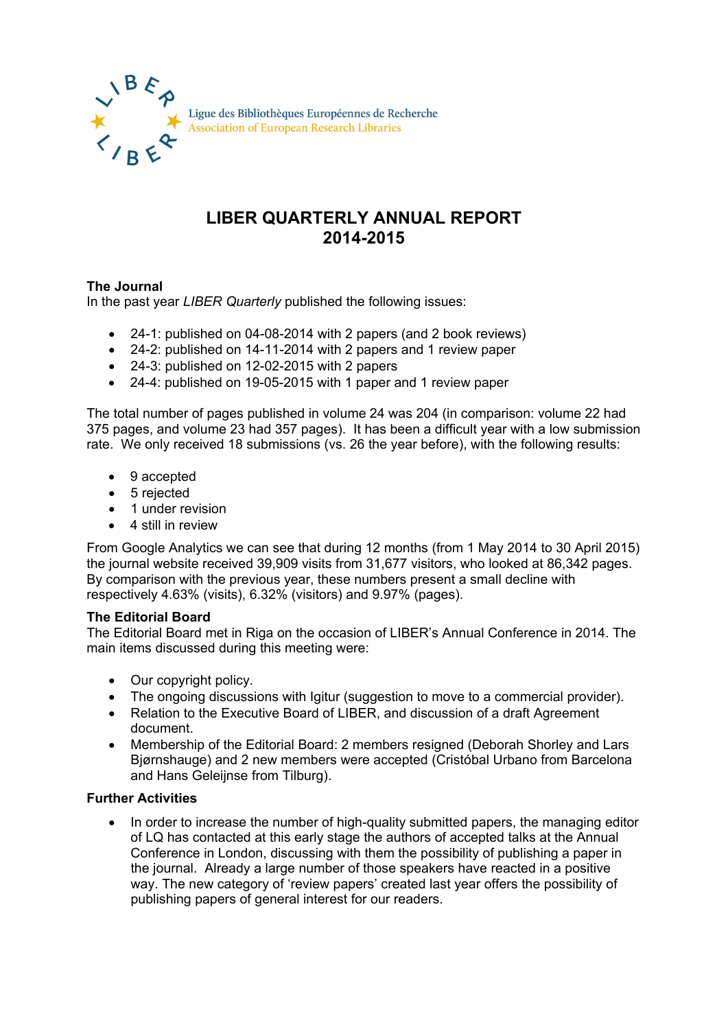Ligue des Bibliothèques Européennes de Recherche
Association of European Research Libraries

# LIBER QUARTERLY ANNUAL REPORT 2014-2015

### The Journal

In the past year *LIBER Quarterly* published the following issues:

- 24-1: published on 04-08-2014 with 2 papers (and 2 book reviews)
- 24-2: published on 14-11-2014 with 2 papers and 1 review paper
- 24-3: published on 12-02-2015 with 2 papers
- 24-4: published on 19-05-2015 with 1 paper and 1 review paper

The total number of pages published in volume 24 was 204 (in comparison: volume 22 had 375 pages, and volume 23 had 357 pages). It has been a difficult year with a low submission rate. We only received 18 submissions (vs. 26 the year before), with the following results:

- 9 accepted
- 5 rejected
- 1 under revision
- 4 still in review

From Google Analytics we can see that during 12 months (from 1 May 2014 to 30 April 2015) the journal website received 39,909 visits from 31,677 visitors, who looked at 86,342 pages. By comparison with the previous year, these numbers present a small decline with respectively 4.63% (visits), 6.32% (visitors) and 9.97% (pages).

### The Editorial Board

The Editorial Board met in Riga on the occasion of LIBER's Annual Conference in 2014. The main items discussed during this meeting were:

- Our copyright policy.
- The ongoing discussions with Igitur (suggestion to move to a commercial provider).
- Relation to the Executive Board of LIBER, and discussion of a draft Agreement document.
- Membership of the Editorial Board: 2 members resigned (Deborah Shorley and Lars Bjørnshauge) and 2 new members were accepted (Cristóbal Urbano from Barcelona and Hans Geleijnse from Tilburg).

### Further Activities

- In order to increase the number of high-quality submitted papers, the managing editor of LQ has contacted at this early stage the authors of accepted talks at the Annual Conference in London, discussing with them the possibility of publishing a paper in the journal. Already a large number of those speakers have reacted in a positive way. The new category of 'review papers' created last year offers the possibility of publishing papers of general interest for our readers.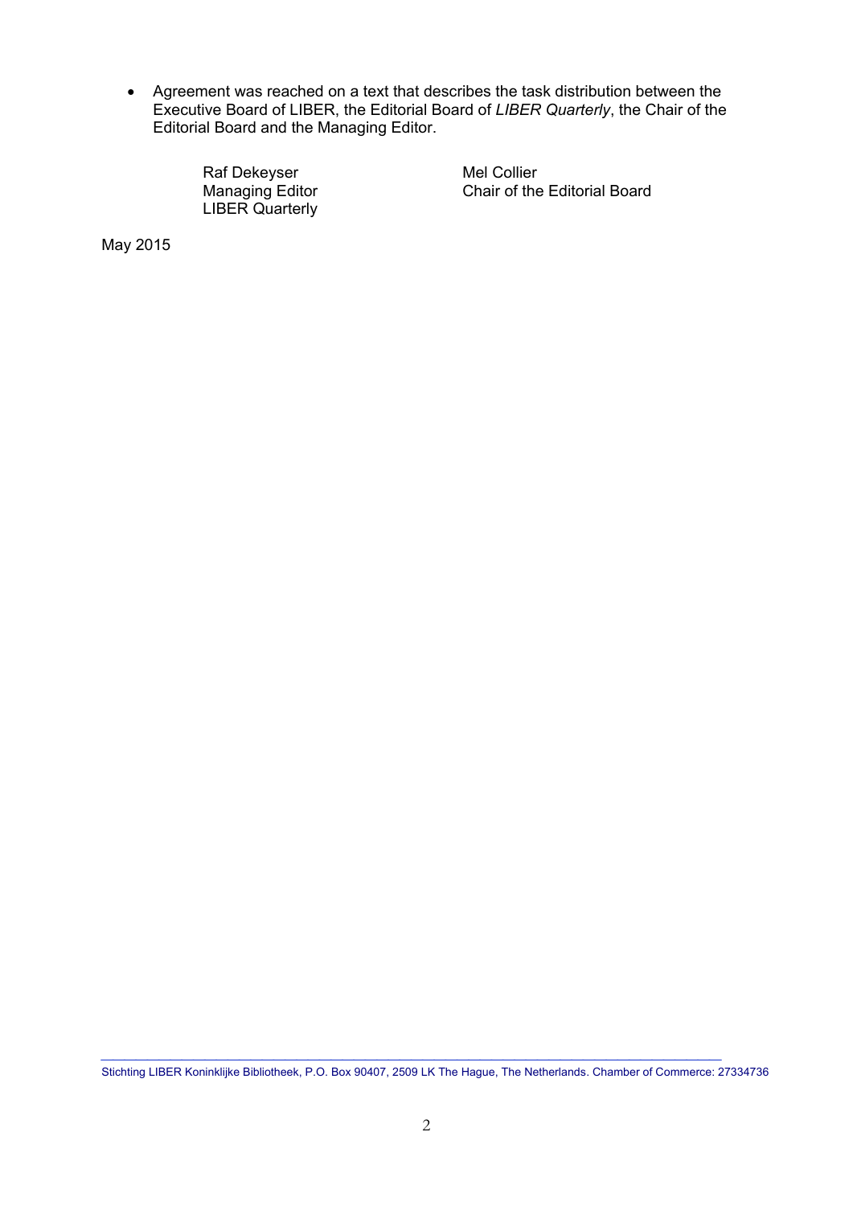- Agreement was reached on a text that describes the task distribution between the Executive Board of LIBER, the Editorial Board of *LIBER Quarterly*, the Chair of the Editorial Board and the Managing Editor.

Raf Dekeyser
Managing Editor
LIBER Quarterly

Mel Collier
Chair of the Editorial Board

May 2015

Stichting LIBER Koninklijke Bibliotheek, P.O. Box 90407, 2509 LK The Hague, The Netherlands. Chamber of Commerce: 27334736